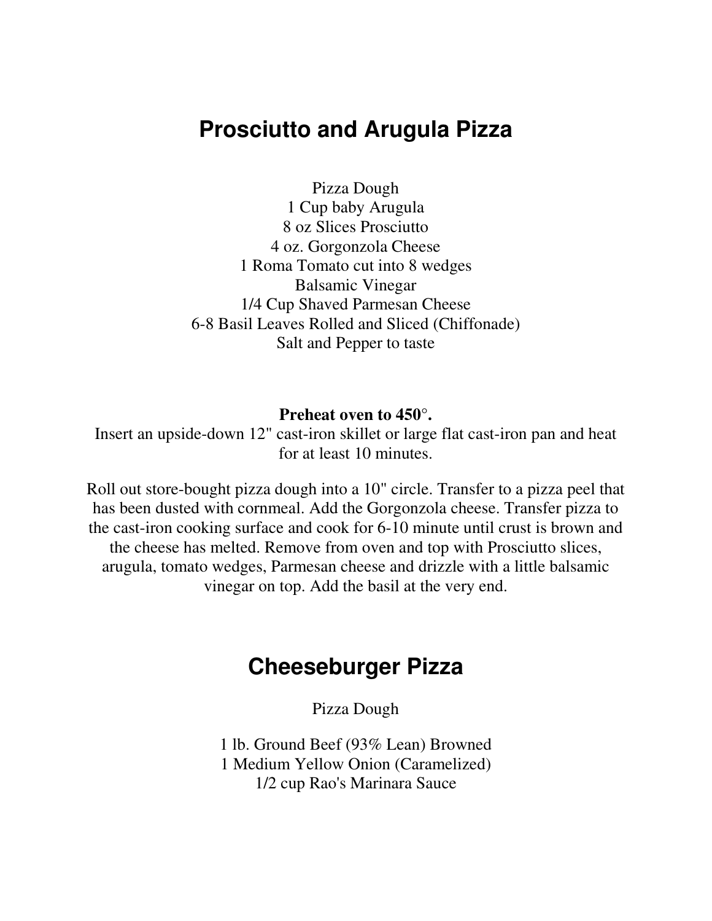## Prosciutto and Arugula Pizza

Pizza Dough
1 Cup baby Arugula
8 oz Slices Prosciutto
4 oz. Gorgonzola Cheese
1 Roma Tomato cut into 8 wedges
Balsamic Vinegar
1/4 Cup Shaved Parmesan Cheese
6-8 Basil Leaves Rolled and Sliced (Chiffonade)
Salt and Pepper to taste

**Preheat oven to 450°.**
Insert an upside-down 12" cast-iron skillet or large flat cast-iron pan and heat for at least 10 minutes.

Roll out store-bought pizza dough into a 10" circle. Transfer to a pizza peel that has been dusted with cornmeal. Add the Gorgonzola cheese. Transfer pizza to the cast-iron cooking surface and cook for 6-10 minute until crust is brown and the cheese has melted. Remove from oven and top with Prosciutto slices, arugula, tomato wedges, Parmesan cheese and drizzle with a little balsamic vinegar on top. Add the basil at the very end.

## Cheeseburger Pizza

Pizza Dough

1 lb. Ground Beef (93% Lean) Browned
1 Medium Yellow Onion (Caramelized)
1/2 cup Rao's Marinara Sauce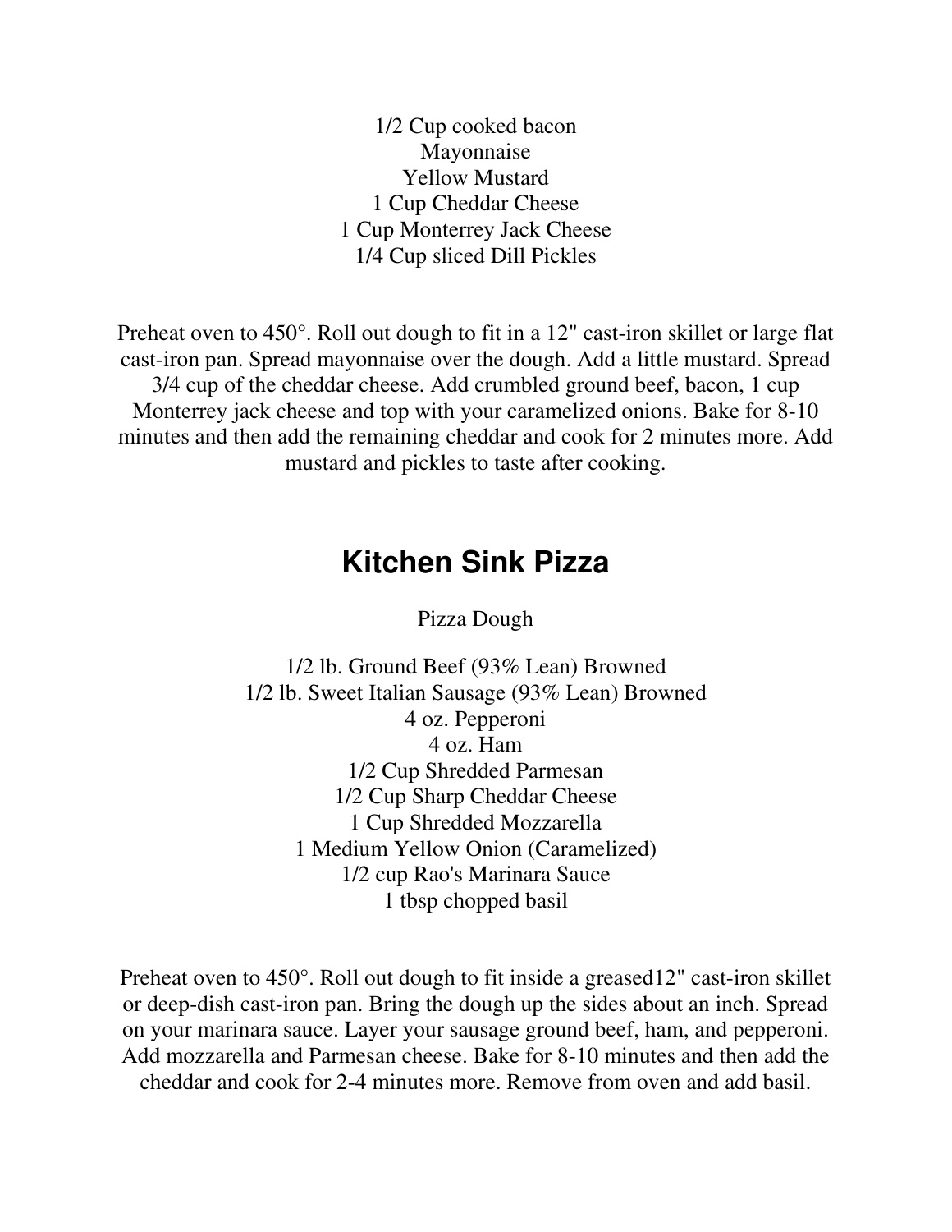1/2 Cup cooked bacon
Mayonnaise
Yellow Mustard
1 Cup Cheddar Cheese
1 Cup Monterrey Jack Cheese
1/4 Cup sliced Dill Pickles

Preheat oven to 450°. Roll out dough to fit in a 12" cast-iron skillet or large flat cast-iron pan. Spread mayonnaise over the dough. Add a little mustard. Spread 3/4 cup of the cheddar cheese. Add crumbled ground beef, bacon, 1 cup Monterrey jack cheese and top with your caramelized onions. Bake for 8-10 minutes and then add the remaining cheddar and cook for 2 minutes more. Add mustard and pickles to taste after cooking.

## Kitchen Sink Pizza

Pizza Dough

1/2 lb. Ground Beef (93% Lean) Browned
1/2 lb. Sweet Italian Sausage (93% Lean) Browned
4 oz. Pepperoni
4 oz. Ham
1/2 Cup Shredded Parmesan
1/2 Cup Sharp Cheddar Cheese
1 Cup Shredded Mozzarella
1 Medium Yellow Onion (Caramelized)
1/2 cup Rao's Marinara Sauce
1 tbsp chopped basil

Preheat oven to 450°. Roll out dough to fit inside a greased12" cast-iron skillet or deep-dish cast-iron pan. Bring the dough up the sides about an inch. Spread on your marinara sauce. Layer your sausage ground beef, ham, and pepperoni. Add mozzarella and Parmesan cheese. Bake for 8-10 minutes and then add the cheddar and cook for 2-4 minutes more. Remove from oven and add basil.